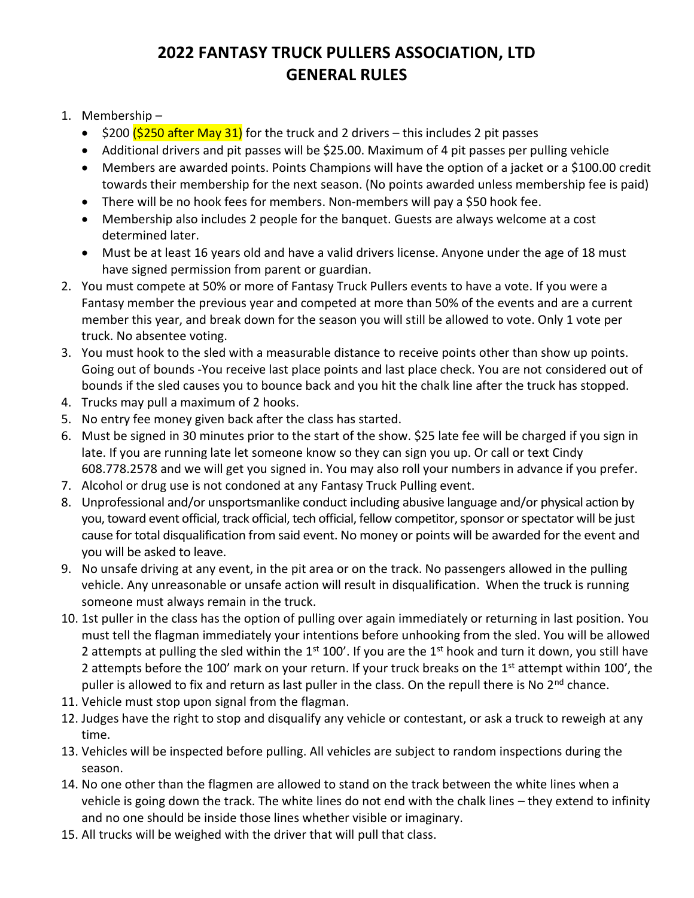# 2022 FANTASY TRUCK PULLERS ASSOCIATION, LTD
# GENERAL RULES

1. Membership –
   - $200 ($250 after May 31) for the truck and 2 drivers – this includes 2 pit passes
   - Additional drivers and pit passes will be $25.00. Maximum of 4 pit passes per pulling vehicle
   - Members are awarded points. Points Champions will have the option of a jacket or a $100.00 credit towards their membership for the next season. (No points awarded unless membership fee is paid)
   - There will be no hook fees for members. Non-members will pay a $50 hook fee.
   - Membership also includes 2 people for the banquet. Guests are always welcome at a cost determined later.
   - Must be at least 16 years old and have a valid drivers license. Anyone under the age of 18 must have signed permission from parent or guardian.
2. You must compete at 50% or more of Fantasy Truck Pullers events to have a vote. If you were a Fantasy member the previous year and competed at more than 50% of the events and are a current member this year, and break down for the season you will still be allowed to vote. Only 1 vote per truck. No absentee voting.
3. You must hook to the sled with a measurable distance to receive points other than show up points. Going out of bounds -You receive last place points and last place check. You are not considered out of bounds if the sled causes you to bounce back and you hit the chalk line after the truck has stopped.
4. Trucks may pull a maximum of 2 hooks.
5. No entry fee money given back after the class has started.
6. Must be signed in 30 minutes prior to the start of the show. $25 late fee will be charged if you sign in late. If you are running late let someone know so they can sign you up. Or call or text Cindy 608.778.2578 and we will get you signed in. You may also roll your numbers in advance if you prefer.
7. Alcohol or drug use is not condoned at any Fantasy Truck Pulling event.
8. Unprofessional and/or unsportsmanlike conduct including abusive language and/or physical action by you, toward event official, track official, tech official, fellow competitor, sponsor or spectator will be just cause for total disqualification from said event. No money or points will be awarded for the event and you will be asked to leave.
9. No unsafe driving at any event, in the pit area or on the track. No passengers allowed in the pulling vehicle. Any unreasonable or unsafe action will result in disqualification. When the truck is running someone must always remain in the truck.
10. 1st puller in the class has the option of pulling over again immediately or returning in last position. You must tell the flagman immediately your intentions before unhooking from the sled. You will be allowed 2 attempts at pulling the sled within the 1st 100'. If you are the 1st hook and turn it down, you still have 2 attempts before the 100' mark on your return. If your truck breaks on the 1st attempt within 100', the puller is allowed to fix and return as last puller in the class. On the repull there is No 2nd chance.
11. Vehicle must stop upon signal from the flagman.
12. Judges have the right to stop and disqualify any vehicle or contestant, or ask a truck to reweigh at any time.
13. Vehicles will be inspected before pulling. All vehicles are subject to random inspections during the season.
14. No one other than the flagmen are allowed to stand on the track between the white lines when a vehicle is going down the track. The white lines do not end with the chalk lines – they extend to infinity and no one should be inside those lines whether visible or imaginary.
15. All trucks will be weighed with the driver that will pull that class.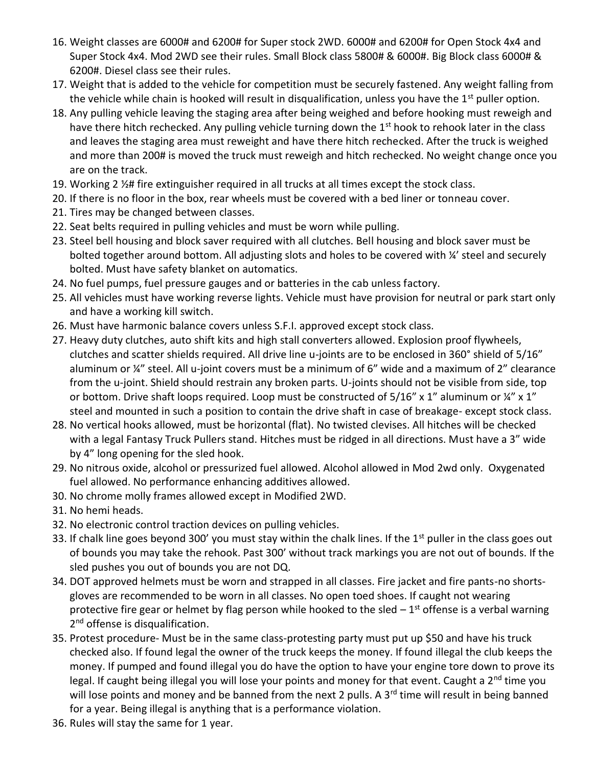16. Weight classes are 6000# and 6200# for Super stock 2WD. 6000# and 6200# for Open Stock 4x4 and Super Stock 4x4. Mod 2WD see their rules. Small Block class 5800# & 6000#. Big Block class 6000# & 6200#. Diesel class see their rules.
17. Weight that is added to the vehicle for competition must be securely fastened. Any weight falling from the vehicle while chain is hooked will result in disqualification, unless you have the 1st puller option.
18. Any pulling vehicle leaving the staging area after being weighed and before hooking must reweigh and have there hitch rechecked. Any pulling vehicle turning down the 1st hook to rehook later in the class and leaves the staging area must reweight and have there hitch rechecked. After the truck is weighed and more than 200# is moved the truck must reweigh and hitch rechecked. No weight change once you are on the track.
19. Working 2 ½# fire extinguisher required in all trucks at all times except the stock class.
20. If there is no floor in the box, rear wheels must be covered with a bed liner or tonneau cover.
21. Tires may be changed between classes.
22. Seat belts required in pulling vehicles and must be worn while pulling.
23. Steel bell housing and block saver required with all clutches. Bell housing and block saver must be bolted together around bottom. All adjusting slots and holes to be covered with ¼' steel and securely bolted. Must have safety blanket on automatics.
24. No fuel pumps, fuel pressure gauges and or batteries in the cab unless factory.
25. All vehicles must have working reverse lights. Vehicle must have provision for neutral or park start only and have a working kill switch.
26. Must have harmonic balance covers unless S.F.I. approved except stock class.
27. Heavy duty clutches, auto shift kits and high stall converters allowed. Explosion proof flywheels, clutches and scatter shields required. All drive line u-joints are to be enclosed in 360° shield of 5/16" aluminum or ¼" steel. All u-joint covers must be a minimum of 6" wide and a maximum of 2" clearance from the u-joint. Shield should restrain any broken parts. U-joints should not be visible from side, top or bottom. Drive shaft loops required. Loop must be constructed of 5/16" x 1" aluminum or ¼" x 1" steel and mounted in such a position to contain the drive shaft in case of breakage- except stock class.
28. No vertical hooks allowed, must be horizontal (flat). No twisted clevises. All hitches will be checked with a legal Fantasy Truck Pullers stand. Hitches must be ridged in all directions. Must have a 3" wide by 4" long opening for the sled hook.
29. No nitrous oxide, alcohol or pressurized fuel allowed. Alcohol allowed in Mod 2wd only. Oxygenated fuel allowed. No performance enhancing additives allowed.
30. No chrome molly frames allowed except in Modified 2WD.
31. No hemi heads.
32. No electronic control traction devices on pulling vehicles.
33. If chalk line goes beyond 300' you must stay within the chalk lines. If the 1st puller in the class goes out of bounds you may take the rehook. Past 300' without track markings you are not out of bounds. If the sled pushes you out of bounds you are not DQ.
34. DOT approved helmets must be worn and strapped in all classes. Fire jacket and fire pants-no shorts-gloves are recommended to be worn in all classes. No open toed shoes. If caught not wearing protective fire gear or helmet by flag person while hooked to the sled – 1st offense is a verbal warning 2nd offense is disqualification.
35. Protest procedure- Must be in the same class-protesting party must put up $50 and have his truck checked also. If found legal the owner of the truck keeps the money. If found illegal the club keeps the money. If pumped and found illegal you do have the option to have your engine tore down to prove its legal. If caught being illegal you will lose your points and money for that event. Caught a 2nd time you will lose points and money and be banned from the next 2 pulls. A 3rd time will result in being banned for a year. Being illegal is anything that is a performance violation.
36. Rules will stay the same for 1 year.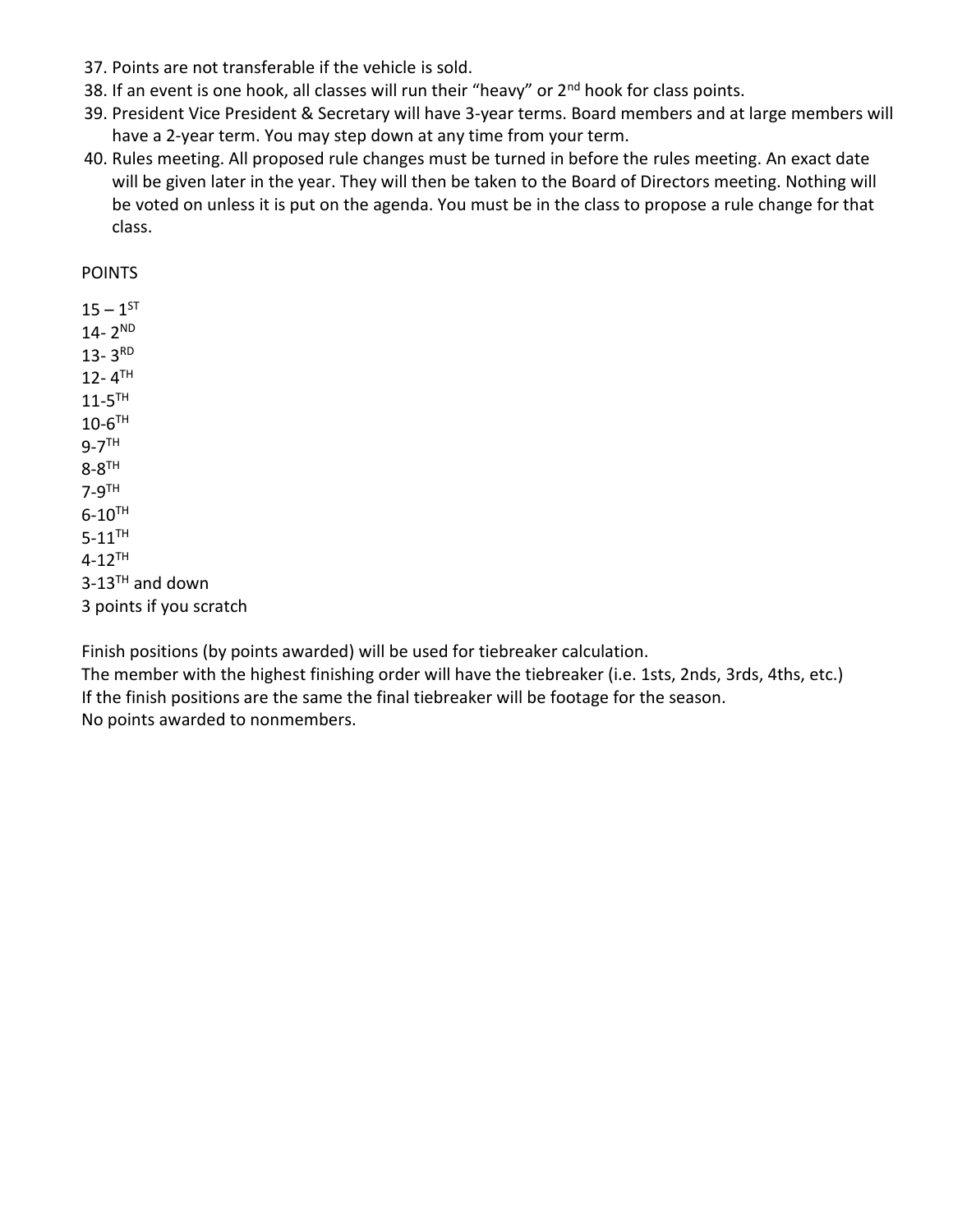37. Points are not transferable if the vehicle is sold.
38. If an event is one hook, all classes will run their "heavy" or 2nd hook for class points.
39. President Vice President & Secretary will have 3-year terms. Board members and at large members will have a 2-year term. You may step down at any time from your term.
40. Rules meeting. All proposed rule changes must be turned in before the rules meeting. An exact date will be given later in the year. They will then be taken to the Board of Directors meeting. Nothing will be voted on unless it is put on the agenda. You must be in the class to propose a rule change for that class.

POINTS

15 – 1ST
14- 2ND
13- 3RD
12- 4TH
11-5TH
10-6TH
9-7TH
8-8TH
7-9TH
6-10TH
5-11TH
4-12TH
3-13TH and down
3 points if you scratch

Finish positions (by points awarded) will be used for tiebreaker calculation.
The member with the highest finishing order will have the tiebreaker (i.e. 1sts, 2nds, 3rds, 4ths, etc.)
If the finish positions are the same the final tiebreaker will be footage for the season.
No points awarded to nonmembers.